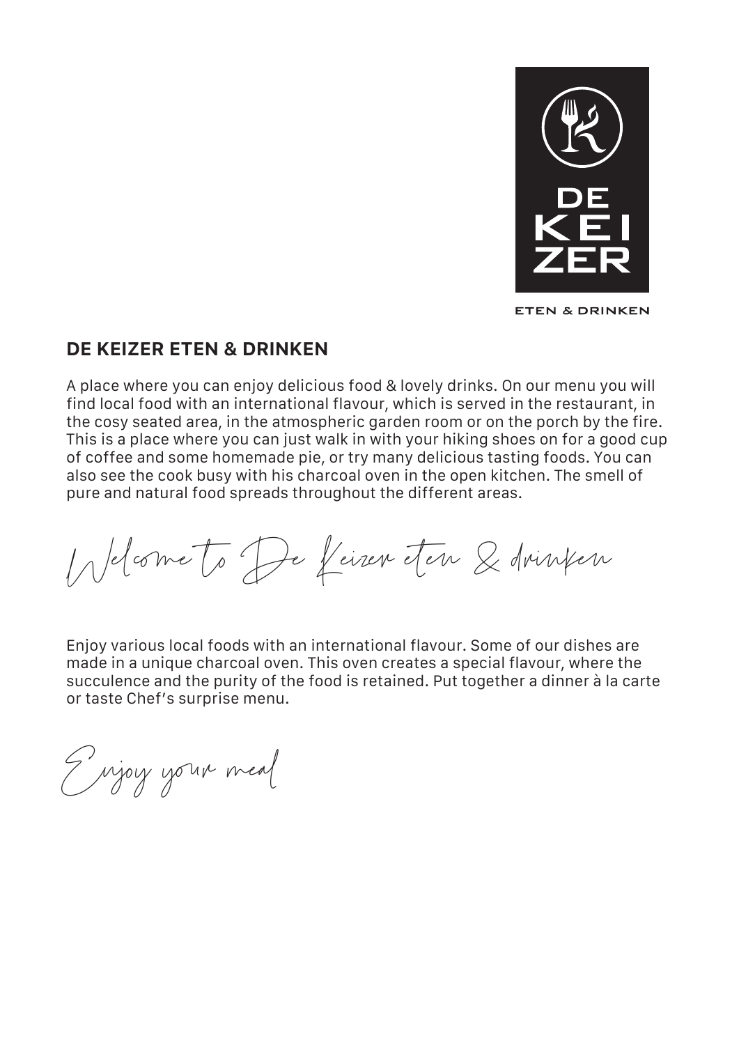DE
KEI
ZER

ETEN & DRINKEN

## DE KEIZER ETEN & DRINKEN

A place where you can enjoy delicious food & lovely drinks. On our menu you will find local food with an international flavour, which is served in the restaurant, in the cosy seated area, in the atmospheric garden room or on the porch by the fire. This is a place where you can just walk in with your hiking shoes on for a good cup of coffee and some homemade pie, or try many delicious tasting foods. You can also see the cook busy with his charcoal oven in the open kitchen. The smell of pure and natural food spreads throughout the different areas.

*Welcome to De Keizer eten & drinken*

Enjoy various local foods with an international flavour. Some of our dishes are made in a unique charcoal oven. This oven creates a special flavour, where the succulence and the purity of the food is retained. Put together a dinner à la carte or taste Chef's surprise menu.

*Enjoy your meal*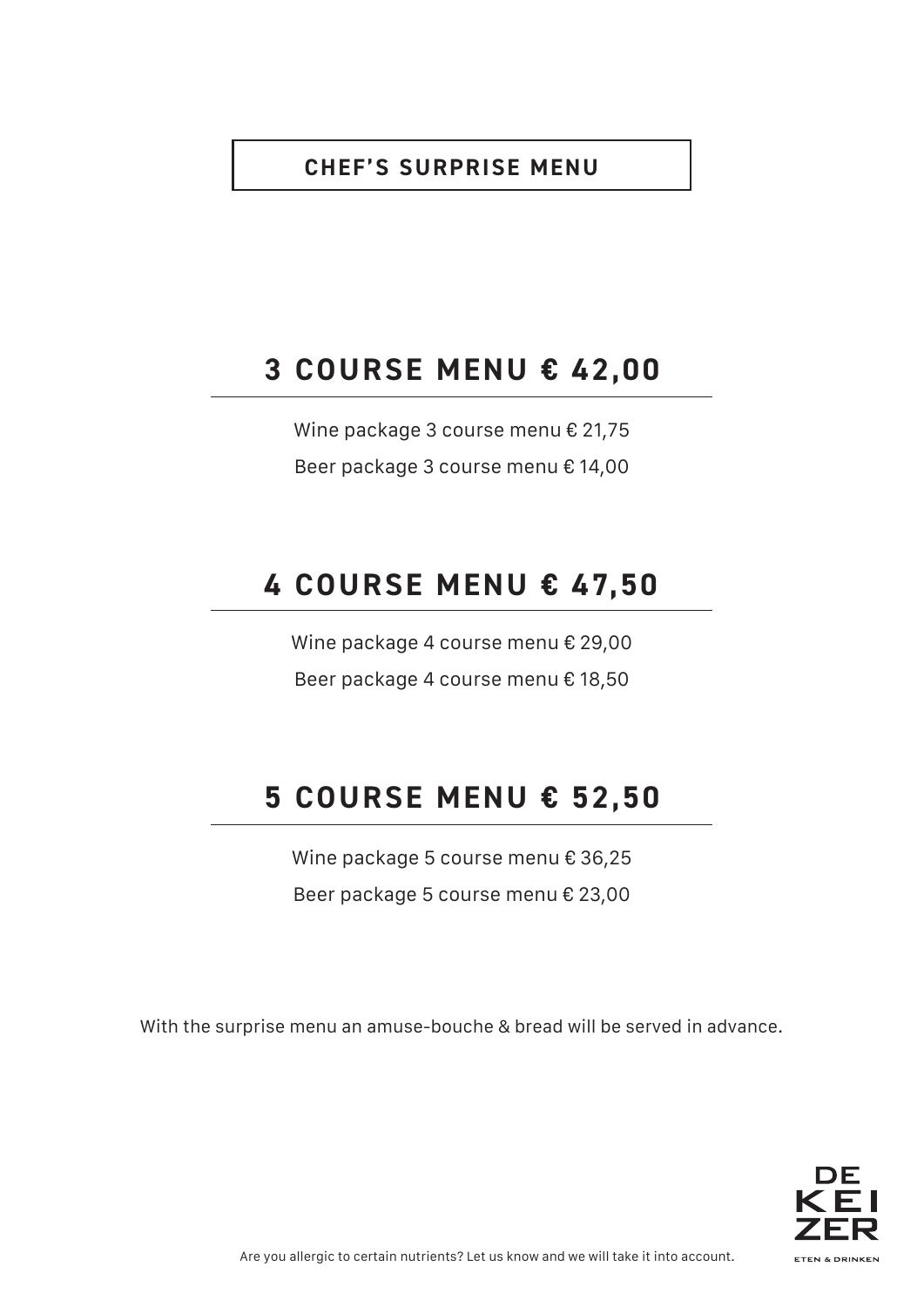# CHEF'S SURPRISE MENU

## 3 COURSE MENU € 42,00

Wine package 3 course menu € 21,75

Beer package 3 course menu € 14,00

## 4 COURSE MENU € 47,50

Wine package 4 course menu € 29,00

Beer package 4 course menu € 18,50

## 5 COURSE MENU € 52,50

Wine package 5 course menu € 36,25

Beer package 5 course menu € 23,00

With the surprise menu an amuse-bouche & bread will be served in advance.

Are you allergic to certain nutrients? Let us know and we will take it into account.

DE KEIZER
ETEN & DRINKEN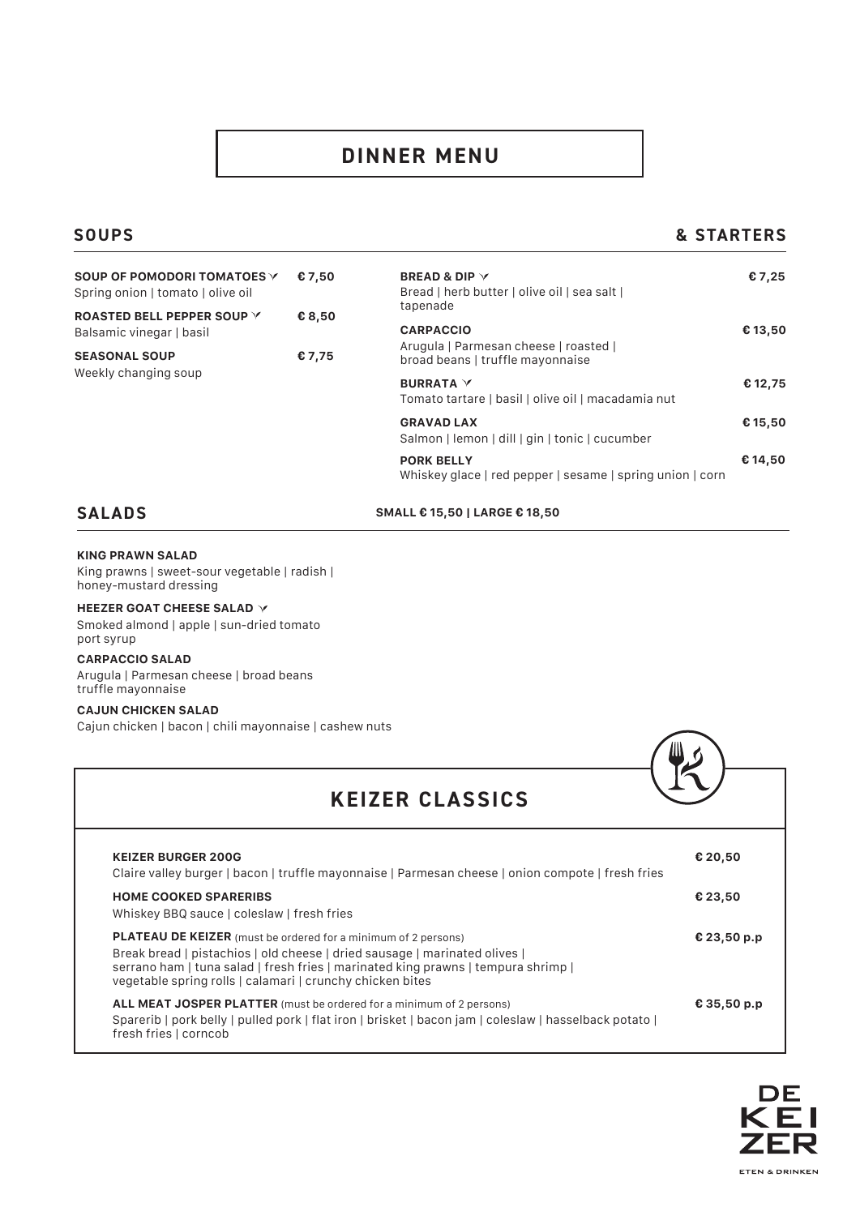# DINNER MENU

## SOUPS & STARTERS

**SOUP OF POMODORI TOMATOES** ✓ — € 7,50
Spring onion | tomato | olive oil

**ROASTED BELL PEPPER SOUP** ✓ — € 8,50
Balsamic vinegar | basil

**SEASONAL SOUP** — € 7,75
Weekly changing soup

**BREAD & DIP** ✓ — € 7,25
Bread | herb butter | olive oil | sea salt | tapenade

**CARPACCIO** — € 13,50
Arugula | Parmesan cheese | roasted | broad beans | truffle mayonnaise

**BURRATA** ✓ — € 12,75
Tomato tartare | basil | olive oil | macadamia nut

**GRAVAD LAX** — € 15,50
Salmon | lemon | dill | gin | tonic | cucumber

**PORK BELLY** — € 14,50
Whiskey glace | red pepper | sesame | spring union | corn

## SALADS

**SMALL € 15,50 | LARGE € 18,50**

**KING PRAWN SALAD**
King prawns | sweet-sour vegetable | radish | honey-mustard dressing

**HEEZER GOAT CHEESE SALAD** ✓
Smoked almond | apple | sun-dried tomato port syrup

**CARPACCIO SALAD**
Arugula | Parmesan cheese | broad beans truffle mayonnaise

**CAJUN CHICKEN SALAD**
Cajun chicken | bacon | chili mayonnaise | cashew nuts

## KEIZER CLASSICS

**KEIZER BURGER 200G** — € 20,50
Claire valley burger | bacon | truffle mayonnaise | Parmesan cheese | onion compote | fresh fries

**HOME COOKED SPARERIBS** — € 23,50
Whiskey BBQ sauce | coleslaw | fresh fries

**PLATEAU DE KEIZER** (must be ordered for a minimum of 2 persons) — € 23,50 p.p
Break bread | pistachios | old cheese | dried sausage | marinated olives | serrano ham | tuna salad | fresh fries | marinated king prawns | tempura shrimp | vegetable spring rolls | calamari | crunchy chicken bites

**ALL MEAT JOSPER PLATTER** (must be ordered for a minimum of 2 persons) — € 35,50 p.p
Sparerib | pork belly | pulled pork | flat iron | brisket | bacon jam | coleslaw | hasselback potato | fresh fries | corncob

DE KEIZER
ETEN & DRINKEN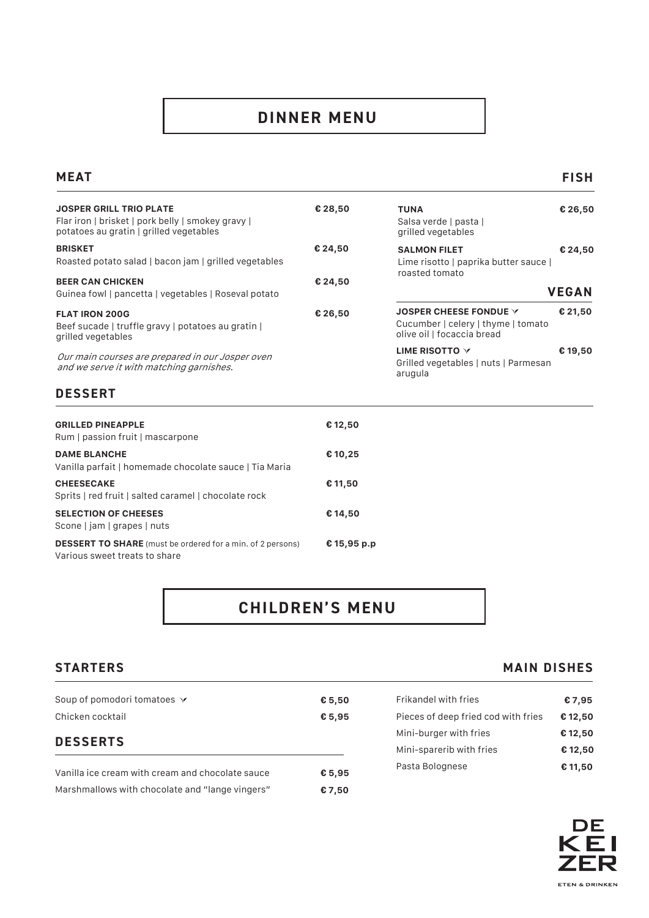# DINNER MENU

## MEAT

**JOSPER GRILL TRIO PLATE** € 28,50
Flar iron | brisket | pork belly | smokey gravy | potatoes au gratin | grilled vegetables

**BRISKET** € 24,50
Roasted potato salad | bacon jam | grilled vegetables

**BEER CAN CHICKEN** € 24,50
Guinea fowl | pancetta | vegetables | Roseval potato

**FLAT IRON 200G** € 26,50
Beef sucade | truffle gravy | potatoes au gratin | grilled vegetables

*Our main courses are prepared in our Josper oven and we serve it with matching garnishes.*

## FISH

**TUNA** € 26,50
Salsa verde | pasta | grilled vegetables

**SALMON FILET** € 24,50
Lime risotto | paprika butter sauce | roasted tomato

## VEGAN

**JOSPER CHEESE FONDUE** ✓ € 21,50
Cucumber | celery | thyme | tomato olive oil | focaccia bread

**LIME RISOTTO** ✓ € 19,50
Grilled vegetables | nuts | Parmesan arugula

## DESSERT

**GRILLED PINEAPPLE** € 12,50
Rum | passion fruit | mascarpone

**DAME BLANCHE** € 10,25
Vanilla parfait | homemade chocolate sauce | Tia Maria

**CHEESECAKE** € 11,50
Sprits | red fruit | salted caramel | chocolate rock

**SELECTION OF CHEESES** € 14,50
Scone | jam | grapes | nuts

**DESSERT TO SHARE** (must be ordered for a min. of 2 persons) € 15,95 p.p
Various sweet treats to share

# CHILDREN'S MENU

## STARTERS

| | |
|---|---|
| Soup of pomodori tomatoes ✓ | € 5,50 |
| Chicken cocktail | € 5,95 |

## DESSERTS

| | |
|---|---|
| Vanilla ice cream with cream and chocolate sauce | € 5,95 |
| Marshmallows with chocolate and "lange vingers" | € 7,50 |

## MAIN DISHES

| | |
|---|---|
| Frikandel with fries | € 7,95 |
| Pieces of deep fried cod with fries | € 12,50 |
| Mini-burger with fries | € 12,50 |
| Mini-sparerib with fries | € 12,50 |
| Pasta Bolognese | € 11,50 |

DE KEIZER
ETEN & DRINKEN